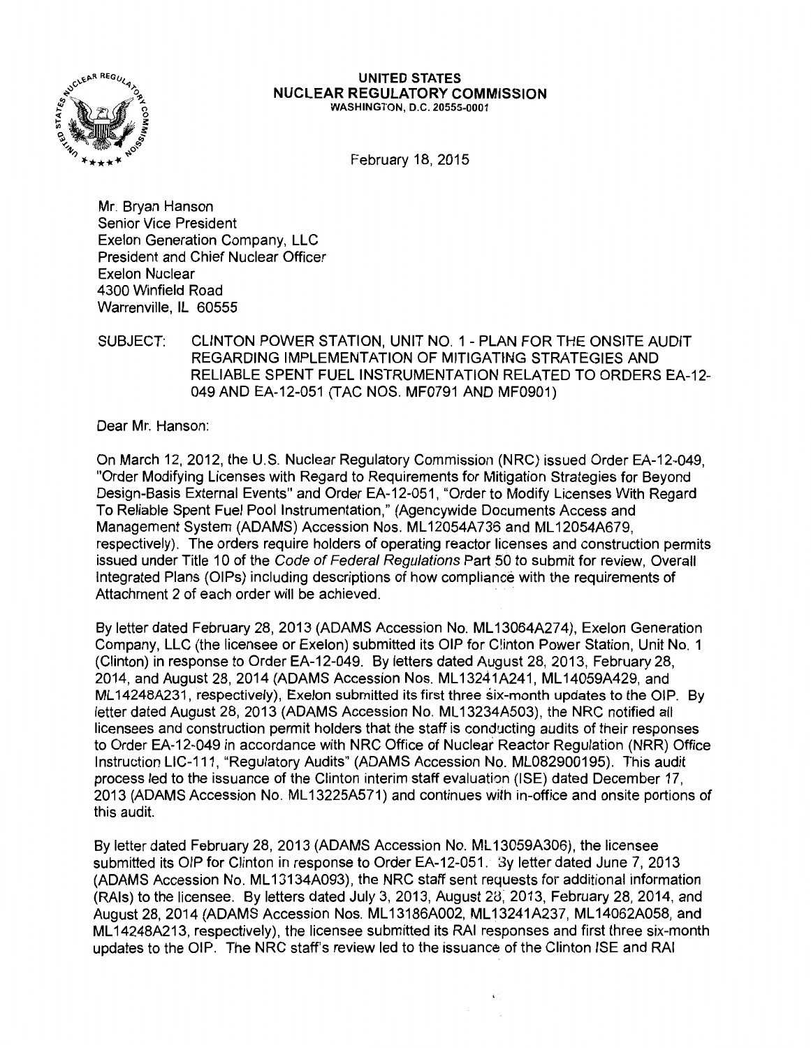**UNITED STATES**
**NUCLEAR REGULATORY COMMISSION**
WASHINGTON, D.C. 20555-0001

February 18, 2015

Mr. Bryan Hanson
Senior Vice President
Exelon Generation Company, LLC
President and Chief Nuclear Officer
Exelon Nuclear
4300 Winfield Road
Warrenville, IL 60555

SUBJECT: CLINTON POWER STATION, UNIT NO. 1 - PLAN FOR THE ONSITE AUDIT REGARDING IMPLEMENTATION OF MITIGATING STRATEGIES AND RELIABLE SPENT FUEL INSTRUMENTATION RELATED TO ORDERS EA-12-049 AND EA-12-051 (TAC NOS. MF0791 AND MF0901)

Dear Mr. Hanson:

On March 12, 2012, the U.S. Nuclear Regulatory Commission (NRC) issued Order EA-12-049, "Order Modifying Licenses with Regard to Requirements for Mitigation Strategies for Beyond Design-Basis External Events" and Order EA-12-051, "Order to Modify Licenses With Regard To Reliable Spent Fuel Pool Instrumentation," (Agencywide Documents Access and Management System (ADAMS) Accession Nos. ML12054A736 and ML12054A679, respectively). The orders require holders of operating reactor licenses and construction permits issued under Title 10 of the *Code of Federal Regulations* Part 50 to submit for review, Overall Integrated Plans (OIPs) including descriptions of how compliance with the requirements of Attachment 2 of each order will be achieved.

By letter dated February 28, 2013 (ADAMS Accession No. ML13064A274), Exelon Generation Company, LLC (the licensee or Exelon) submitted its OIP for Clinton Power Station, Unit No. 1 (Clinton) in response to Order EA-12-049. By letters dated August 28, 2013, February 28, 2014, and August 28, 2014 (ADAMS Accession Nos. ML13241A241, ML14059A429, and ML14248A231, respectively), Exelon submitted its first three six-month updates to the OIP. By letter dated August 28, 2013 (ADAMS Accession No. ML13234A503), the NRC notified all licensees and construction permit holders that the staff is conducting audits of their responses to Order EA-12-049 in accordance with NRC Office of Nuclear Reactor Regulation (NRR) Office Instruction LIC-111, "Regulatory Audits" (ADAMS Accession No. ML082900195). This audit process led to the issuance of the Clinton interim staff evaluation (ISE) dated December 17, 2013 (ADAMS Accession No. ML13225A571) and continues with in-office and onsite portions of this audit.

By letter dated February 28, 2013 (ADAMS Accession No. ML13059A306), the licensee submitted its OIP for Clinton in response to Order EA-12-051. By letter dated June 7, 2013 (ADAMS Accession No. ML13134A093), the NRC staff sent requests for additional information (RAIs) to the licensee. By letters dated July 3, 2013, August 28, 2013, February 28, 2014, and August 28, 2014 (ADAMS Accession Nos. ML13186A002, ML13241A237, ML14062A058, and ML14248A213, respectively), the licensee submitted its RAI responses and first three six-month updates to the OIP. The NRC staff's review led to the issuance of the Clinton ISE and RAI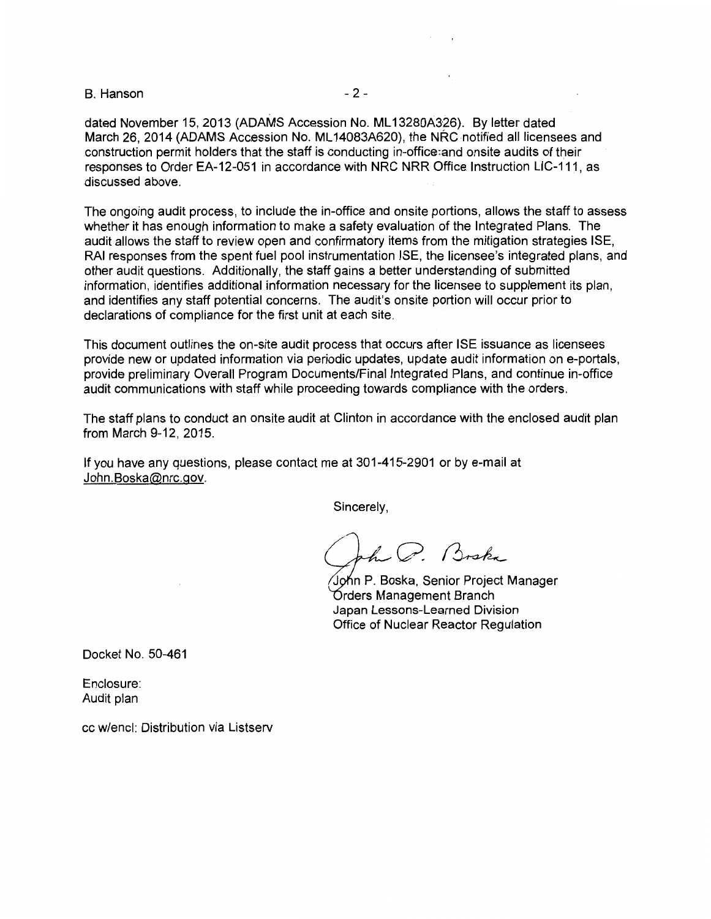dated November 15, 2013 (ADAMS Accession No. ML13280A326). By letter dated March 26, 2014 (ADAMS Accession No. ML14083A620), the NRC notified all licensees and construction permit holders that the staff is conducting in-office and onsite audits of their responses to Order EA-12-051 in accordance with NRC NRR Office Instruction LIC-111, as discussed above.

The ongoing audit process, to include the in-office and onsite portions, allows the staff to assess whether it has enough information to make a safety evaluation of the Integrated Plans. The audit allows the staff to review open and confirmatory items from the mitigation strategies ISE, RAI responses from the spent fuel pool instrumentation ISE, the licensee's integrated plans, and other audit questions. Additionally, the staff gains a better understanding of submitted information, identifies additional information necessary for the licensee to supplement its plan, and identifies any staff potential concerns. The audit's onsite portion will occur prior to declarations of compliance for the first unit at each site.

This document outlines the on-site audit process that occurs after ISE issuance as licensees provide new or updated information via periodic updates, update audit information on e-portals, provide preliminary Overall Program Documents/Final Integrated Plans, and continue in-office audit communications with staff while proceeding towards compliance with the orders.

The staff plans to conduct an onsite audit at Clinton in accordance with the enclosed audit plan from March 9-12, 2015.

If you have any questions, please contact me at 301-415-2901 or by e-mail at John.Boska@nrc.gov.

Sincerely,

John P. Boska, Senior Project Manager
Orders Management Branch
Japan Lessons-Learned Division
Office of Nuclear Reactor Regulation

Docket No. 50-461

Enclosure:
Audit plan

cc w/encl: Distribution via Listserv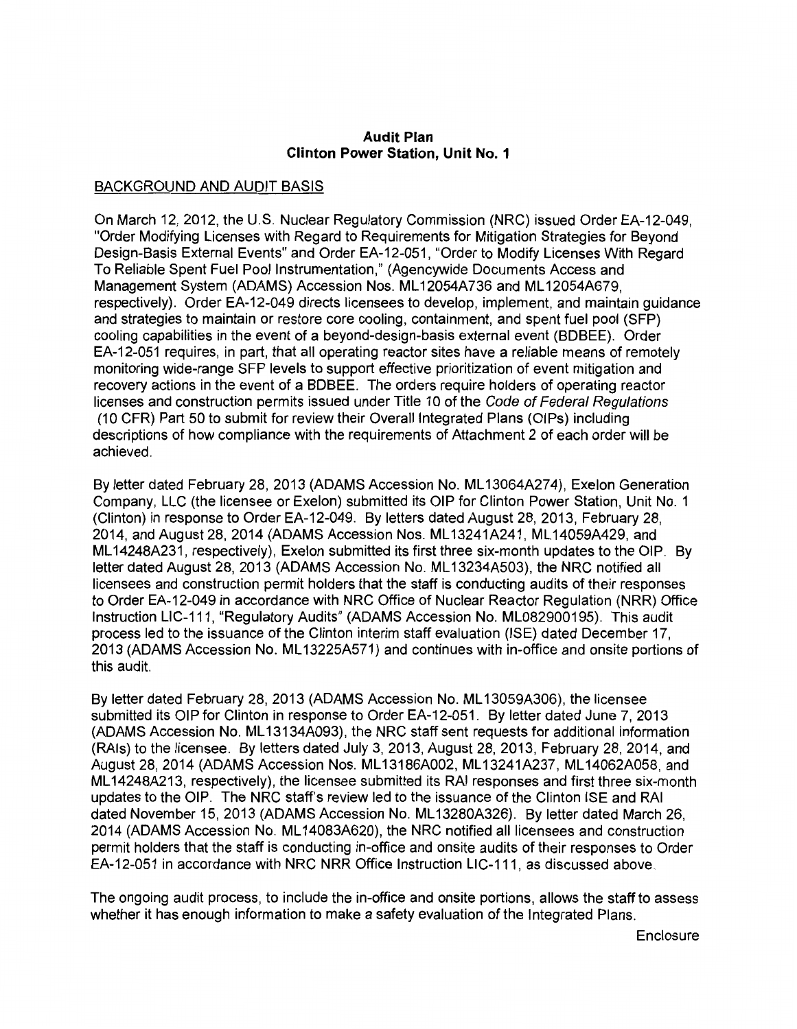**Audit Plan**
**Clinton Power Station, Unit No. 1**

BACKGROUND AND AUDIT BASIS

On March 12, 2012, the U.S. Nuclear Regulatory Commission (NRC) issued Order EA-12-049, "Order Modifying Licenses with Regard to Requirements for Mitigation Strategies for Beyond Design-Basis External Events" and Order EA-12-051, "Order to Modify Licenses With Regard To Reliable Spent Fuel Pool Instrumentation," (Agencywide Documents Access and Management System (ADAMS) Accession Nos. ML12054A736 and ML12054A679, respectively). Order EA-12-049 directs licensees to develop, implement, and maintain guidance and strategies to maintain or restore core cooling, containment, and spent fuel pool (SFP) cooling capabilities in the event of a beyond-design-basis external event (BDBEE). Order EA-12-051 requires, in part, that all operating reactor sites have a reliable means of remotely monitoring wide-range SFP levels to support effective prioritization of event mitigation and recovery actions in the event of a BDBEE. The orders require holders of operating reactor licenses and construction permits issued under Title 10 of the *Code of Federal Regulations* (10 CFR) Part 50 to submit for review their Overall Integrated Plans (OIPs) including descriptions of how compliance with the requirements of Attachment 2 of each order will be achieved.

By letter dated February 28, 2013 (ADAMS Accession No. ML13064A274), Exelon Generation Company, LLC (the licensee or Exelon) submitted its OIP for Clinton Power Station, Unit No. 1 (Clinton) in response to Order EA-12-049. By letters dated August 28, 2013, February 28, 2014, and August 28, 2014 (ADAMS Accession Nos. ML13241A241, ML14059A429, and ML14248A231, respectively), Exelon submitted its first three six-month updates to the OIP. By letter dated August 28, 2013 (ADAMS Accession No. ML13234A503), the NRC notified all licensees and construction permit holders that the staff is conducting audits of their responses to Order EA-12-049 in accordance with NRC Office of Nuclear Reactor Regulation (NRR) Office Instruction LIC-111, "Regulatory Audits" (ADAMS Accession No. ML082900195). This audit process led to the issuance of the Clinton interim staff evaluation (ISE) dated December 17, 2013 (ADAMS Accession No. ML13225A571) and continues with in-office and onsite portions of this audit.

By letter dated February 28, 2013 (ADAMS Accession No. ML13059A306), the licensee submitted its OIP for Clinton in response to Order EA-12-051. By letter dated June 7, 2013 (ADAMS Accession No. ML13134A093), the NRC staff sent requests for additional information (RAIs) to the licensee. By letters dated July 3, 2013, August 28, 2013, February 28, 2014, and August 28, 2014 (ADAMS Accession Nos. ML13186A002, ML13241A237, ML14062A058, and ML14248A213, respectively), the licensee submitted its RAI responses and first three six-month updates to the OIP. The NRC staff's review led to the issuance of the Clinton ISE and RAI dated November 15, 2013 (ADAMS Accession No. ML13280A326). By letter dated March 26, 2014 (ADAMS Accession No. ML14083A620), the NRC notified all licensees and construction permit holders that the staff is conducting in-office and onsite audits of their responses to Order EA-12-051 in accordance with NRC NRR Office Instruction LIC-111, as discussed above.

The ongoing audit process, to include the in-office and onsite portions, allows the staff to assess whether it has enough information to make a safety evaluation of the Integrated Plans.

Enclosure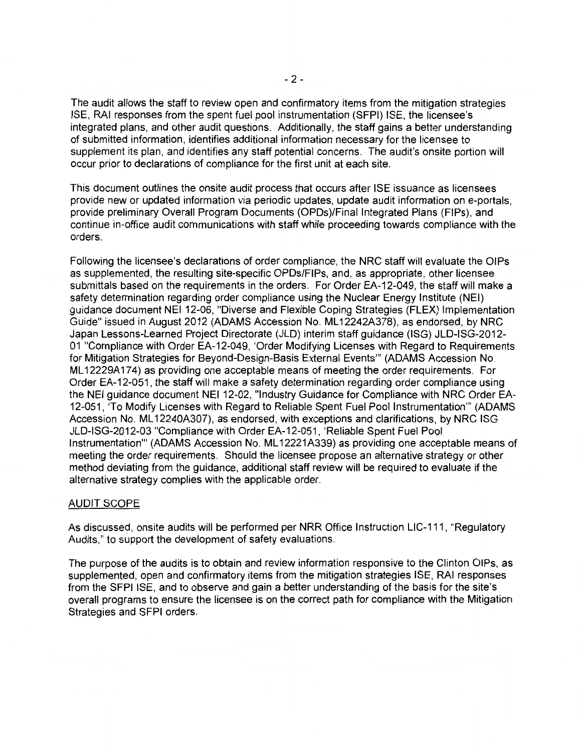The audit allows the staff to review open and confirmatory items from the mitigation strategies ISE, RAI responses from the spent fuel pool instrumentation (SFPI) ISE, the licensee's integrated plans, and other audit questions. Additionally, the staff gains a better understanding of submitted information, identifies additional information necessary for the licensee to supplement its plan, and identifies any staff potential concerns. The audit's onsite portion will occur prior to declarations of compliance for the first unit at each site.

This document outlines the onsite audit process that occurs after ISE issuance as licensees provide new or updated information via periodic updates, update audit information on e-portals, provide preliminary Overall Program Documents (OPDs)/Final Integrated Plans (FIPs), and continue in-office audit communications with staff while proceeding towards compliance with the orders.

Following the licensee's declarations of order compliance, the NRC staff will evaluate the OIPs as supplemented, the resulting site-specific OPDs/FIPs, and, as appropriate, other licensee submittals based on the requirements in the orders. For Order EA-12-049, the staff will make a safety determination regarding order compliance using the Nuclear Energy Institute (NEI) guidance document NEI 12-06, "Diverse and Flexible Coping Strategies (FLEX) Implementation Guide" issued in August 2012 (ADAMS Accession No. ML12242A378), as endorsed, by NRC Japan Lessons-Learned Project Directorate (JLD) interim staff guidance (ISG) JLD-ISG-2012-01 "Compliance with Order EA-12-049, 'Order Modifying Licenses with Regard to Requirements for Mitigation Strategies for Beyond-Design-Basis External Events'" (ADAMS Accession No. ML12229A174) as providing one acceptable means of meeting the order requirements. For Order EA-12-051, the staff will make a safety determination regarding order compliance using the NEI guidance document NEI 12-02, "Industry Guidance for Compliance with NRC Order EA-12-051, 'To Modify Licenses with Regard to Reliable Spent Fuel Pool Instrumentation'" (ADAMS Accession No. ML12240A307), as endorsed, with exceptions and clarifications, by NRC ISG JLD-ISG-2012-03 "Compliance with Order EA-12-051, 'Reliable Spent Fuel Pool Instrumentation'" (ADAMS Accession No. ML12221A339) as providing one acceptable means of meeting the order requirements. Should the licensee propose an alternative strategy or other method deviating from the guidance, additional staff review will be required to evaluate if the alternative strategy complies with the applicable order.

## AUDIT SCOPE

As discussed, onsite audits will be performed per NRR Office Instruction LIC-111, "Regulatory Audits," to support the development of safety evaluations.

The purpose of the audits is to obtain and review information responsive to the Clinton OIPs, as supplemented, open and confirmatory items from the mitigation strategies ISE, RAI responses from the SFPI ISE, and to observe and gain a better understanding of the basis for the site's overall programs to ensure the licensee is on the correct path for compliance with the Mitigation Strategies and SFPI orders.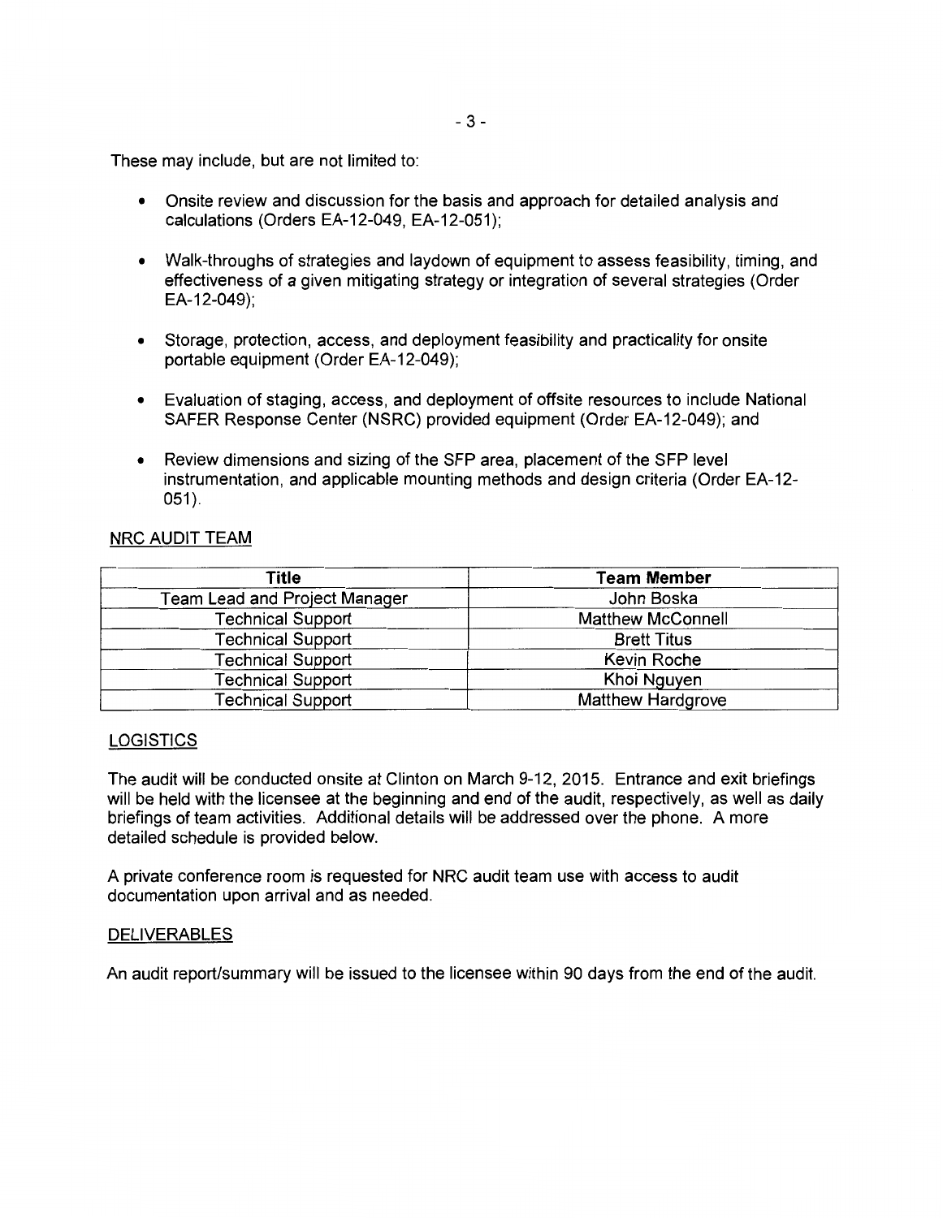These may include, but are not limited to:

- Onsite review and discussion for the basis and approach for detailed analysis and calculations (Orders EA-12-049, EA-12-051);
- Walk-throughs of strategies and laydown of equipment to assess feasibility, timing, and effectiveness of a given mitigating strategy or integration of several strategies (Order EA-12-049);
- Storage, protection, access, and deployment feasibility and practicality for onsite portable equipment (Order EA-12-049);
- Evaluation of staging, access, and deployment of offsite resources to include National SAFER Response Center (NSRC) provided equipment (Order EA-12-049); and
- Review dimensions and sizing of the SFP area, placement of the SFP level instrumentation, and applicable mounting methods and design criteria (Order EA-12-051).

NRC AUDIT TEAM

| Title | Team Member |
|---|---|
| Team Lead and Project Manager | John Boska |
| Technical Support | Matthew McConnell |
| Technical Support | Brett Titus |
| Technical Support | Kevin Roche |
| Technical Support | Khoi Nguyen |
| Technical Support | Matthew Hardgrove |

LOGISTICS

The audit will be conducted onsite at Clinton on March 9-12, 2015. Entrance and exit briefings will be held with the licensee at the beginning and end of the audit, respectively, as well as daily briefings of team activities. Additional details will be addressed over the phone. A more detailed schedule is provided below.

A private conference room is requested for NRC audit team use with access to audit documentation upon arrival and as needed.

DELIVERABLES

An audit report/summary will be issued to the licensee within 90 days from the end of the audit.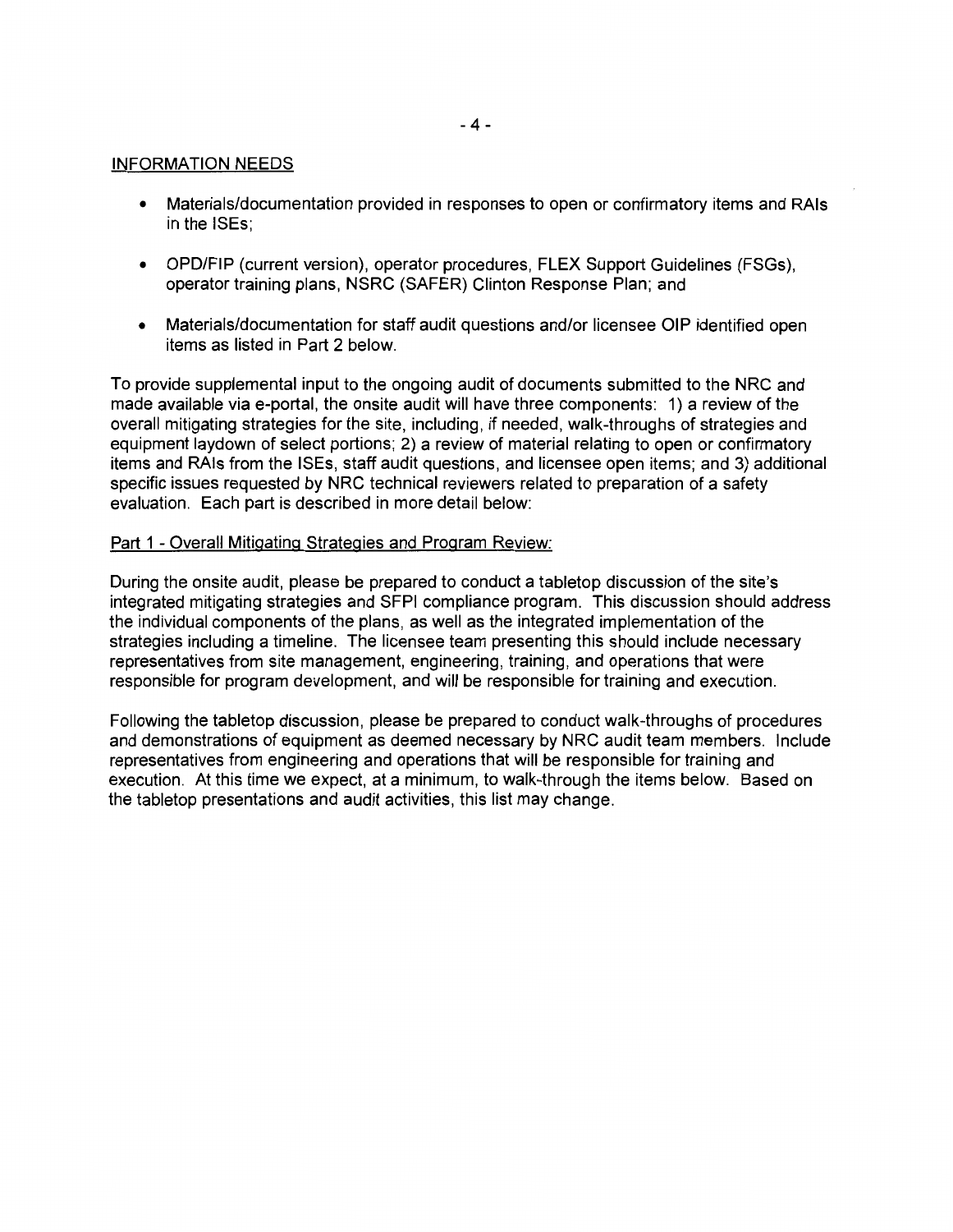INFORMATION NEEDS

- Materials/documentation provided in responses to open or confirmatory items and RAIs in the ISEs;

- OPD/FIP (current version), operator procedures, FLEX Support Guidelines (FSGs), operator training plans, NSRC (SAFER) Clinton Response Plan; and

- Materials/documentation for staff audit questions and/or licensee OIP identified open items as listed in Part 2 below.

To provide supplemental input to the ongoing audit of documents submitted to the NRC and made available via e-portal, the onsite audit will have three components: 1) a review of the overall mitigating strategies for the site, including, if needed, walk-throughs of strategies and equipment laydown of select portions; 2) a review of material relating to open or confirmatory items and RAIs from the ISEs, staff audit questions, and licensee open items; and 3) additional specific issues requested by NRC technical reviewers related to preparation of a safety evaluation. Each part is described in more detail below:

Part 1 - Overall Mitigating Strategies and Program Review:

During the onsite audit, please be prepared to conduct a tabletop discussion of the site's integrated mitigating strategies and SFPI compliance program. This discussion should address the individual components of the plans, as well as the integrated implementation of the strategies including a timeline. The licensee team presenting this should include necessary representatives from site management, engineering, training, and operations that were responsible for program development, and will be responsible for training and execution.

Following the tabletop discussion, please be prepared to conduct walk-throughs of procedures and demonstrations of equipment as deemed necessary by NRC audit team members. Include representatives from engineering and operations that will be responsible for training and execution. At this time we expect, at a minimum, to walk-through the items below. Based on the tabletop presentations and audit activities, this list may change.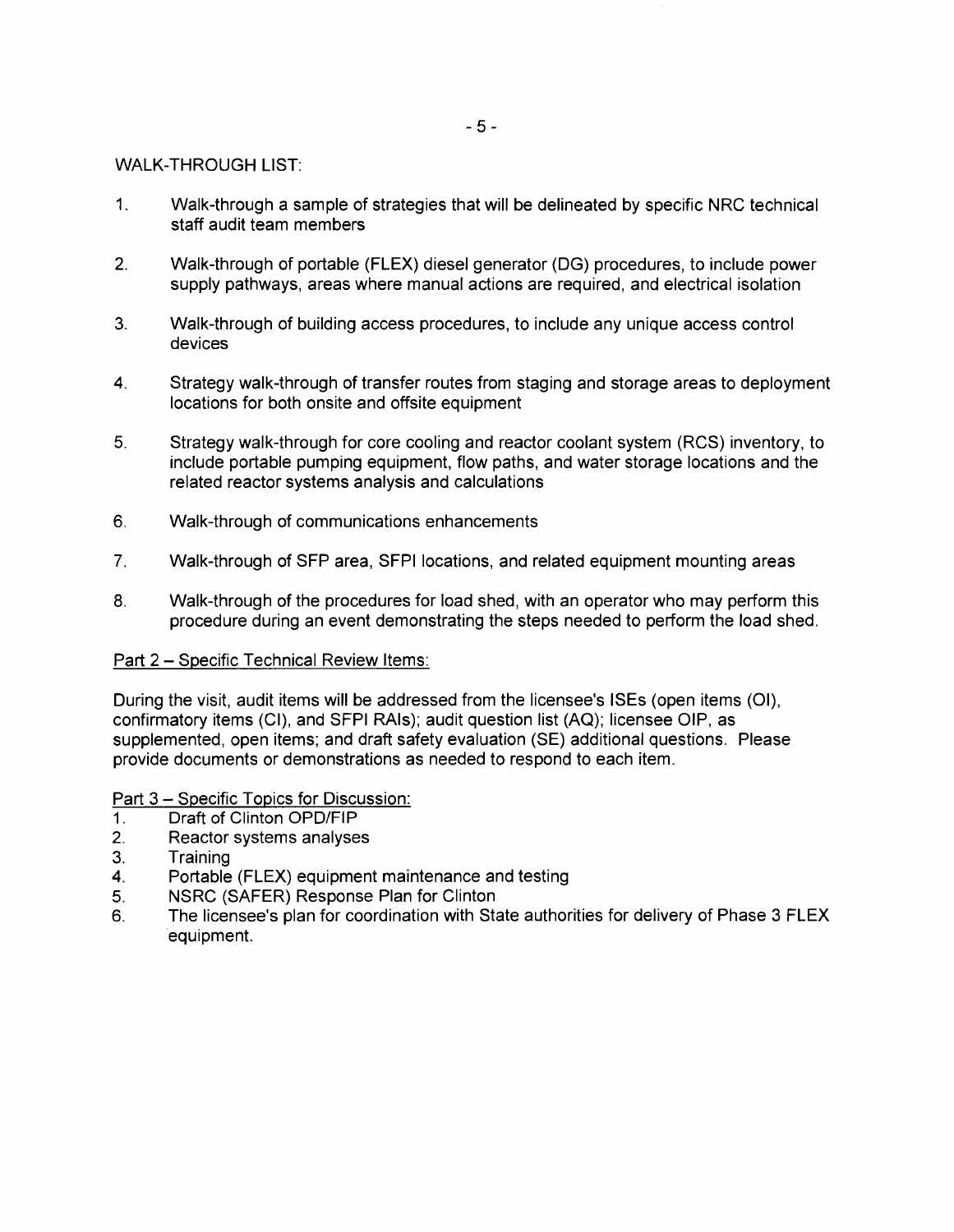WALK-THROUGH LIST:

1. Walk-through a sample of strategies that will be delineated by specific NRC technical staff audit team members
2. Walk-through of portable (FLEX) diesel generator (DG) procedures, to include power supply pathways, areas where manual actions are required, and electrical isolation
3. Walk-through of building access procedures, to include any unique access control devices
4. Strategy walk-through of transfer routes from staging and storage areas to deployment locations for both onsite and offsite equipment
5. Strategy walk-through for core cooling and reactor coolant system (RCS) inventory, to include portable pumping equipment, flow paths, and water storage locations and the related reactor systems analysis and calculations
6. Walk-through of communications enhancements
7. Walk-through of SFP area, SFPI locations, and related equipment mounting areas
8. Walk-through of the procedures for load shed, with an operator who may perform this procedure during an event demonstrating the steps needed to perform the load shed.

Part 2 – Specific Technical Review Items:

During the visit, audit items will be addressed from the licensee's ISEs (open items (OI), confirmatory items (CI), and SFPI RAIs); audit question list (AQ); licensee OIP, as supplemented, open items; and draft safety evaluation (SE) additional questions. Please provide documents or demonstrations as needed to respond to each item.

Part 3 – Specific Topics for Discussion:

1. Draft of Clinton OPD/FIP
2. Reactor systems analyses
3. Training
4. Portable (FLEX) equipment maintenance and testing
5. NSRC (SAFER) Response Plan for Clinton
6. The licensee's plan for coordination with State authorities for delivery of Phase 3 FLEX equipment.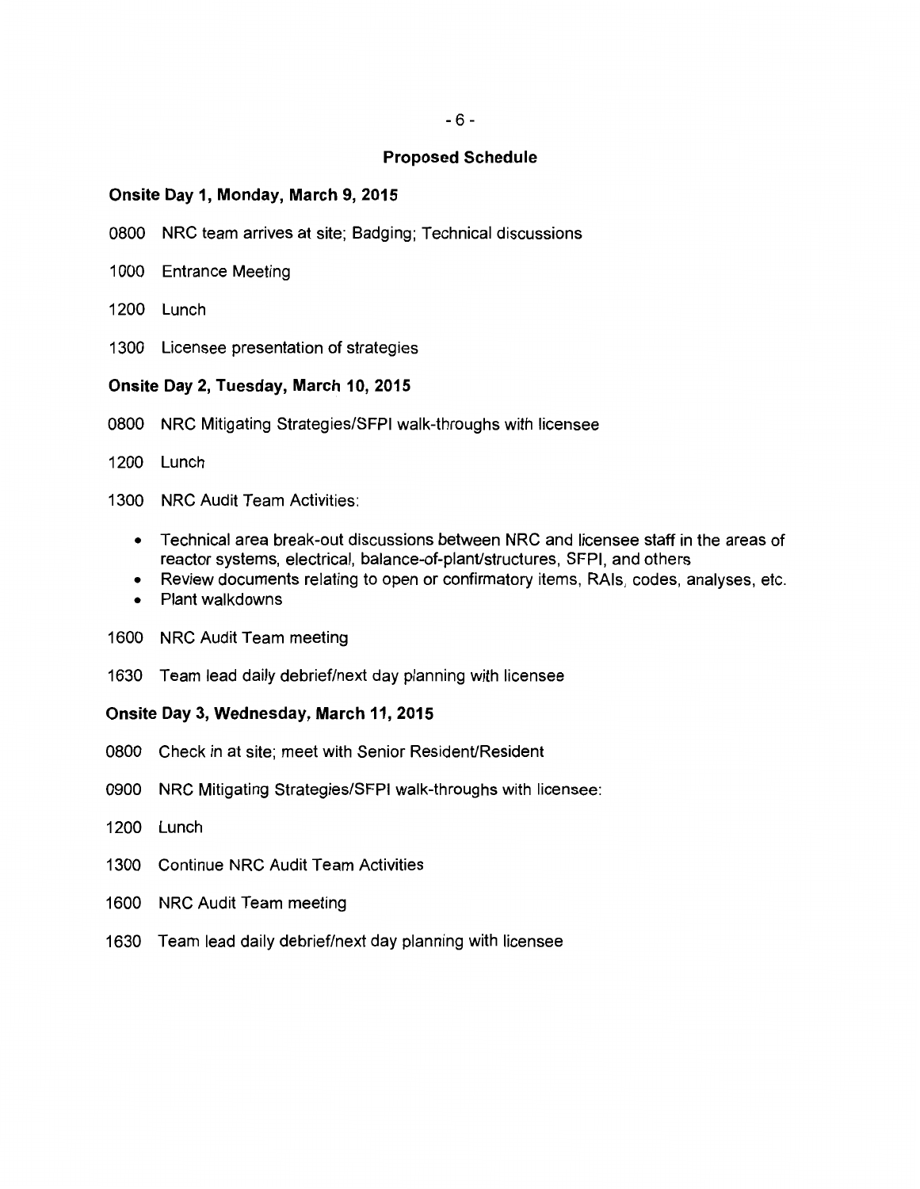## Proposed Schedule

### Onsite Day 1, Monday, March 9, 2015

0800 NRC team arrives at site; Badging; Technical discussions

1000 Entrance Meeting

1200 Lunch

1300 Licensee presentation of strategies

### Onsite Day 2, Tuesday, March 10, 2015

0800 NRC Mitigating Strategies/SFPI walk-throughs with licensee

1200 Lunch

1300 NRC Audit Team Activities:

- Technical area break-out discussions between NRC and licensee staff in the areas of reactor systems, electrical, balance-of-plant/structures, SFPI, and others
- Review documents relating to open or confirmatory items, RAIs, codes, analyses, etc.
- Plant walkdowns

1600 NRC Audit Team meeting

1630 Team lead daily debrief/next day planning with licensee

### Onsite Day 3, Wednesday, March 11, 2015

0800 Check in at site; meet with Senior Resident/Resident

0900 NRC Mitigating Strategies/SFPI walk-throughs with licensee:

1200 Lunch

1300 Continue NRC Audit Team Activities

1600 NRC Audit Team meeting

1630 Team lead daily debrief/next day planning with licensee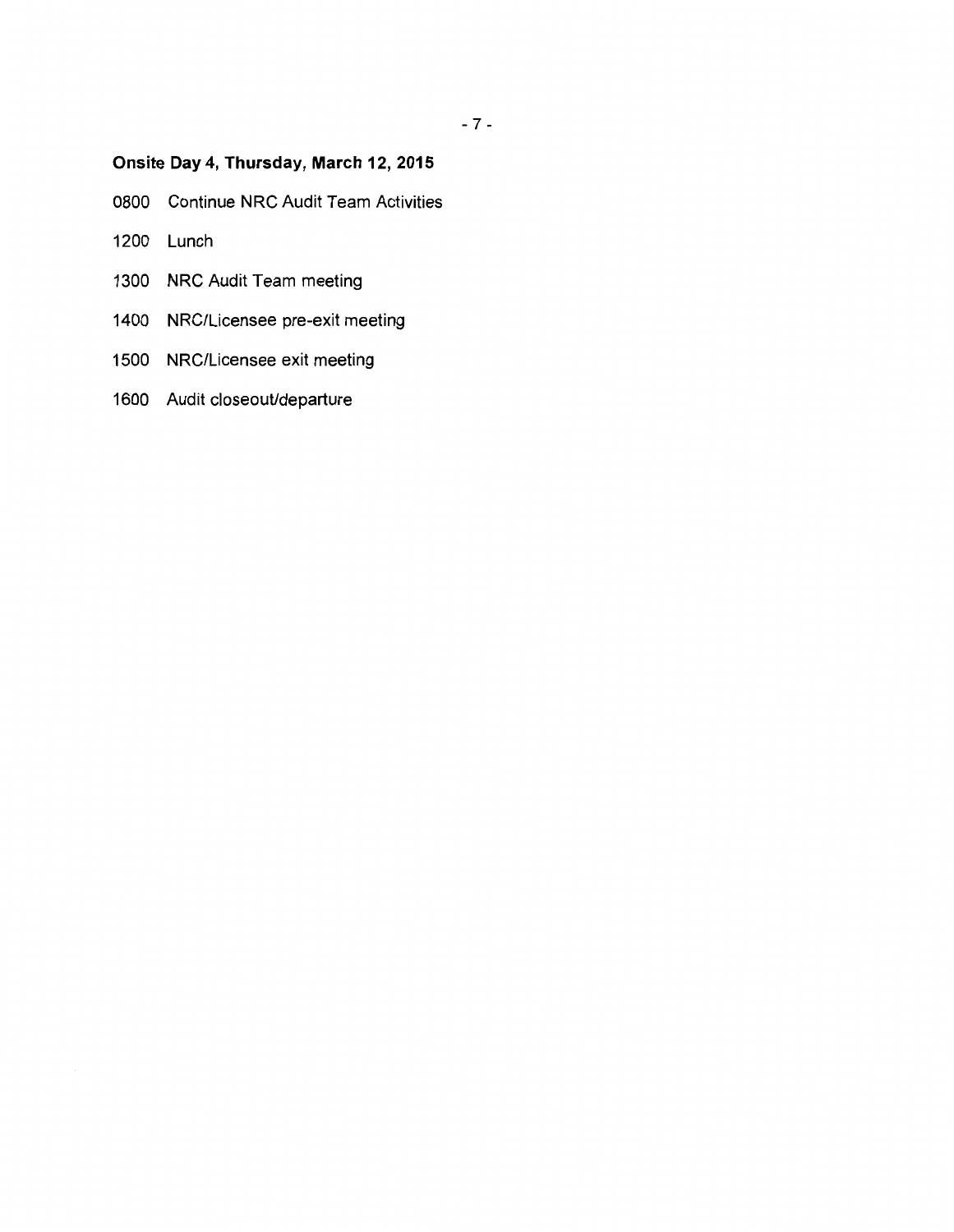**Onsite Day 4, Thursday, March 12, 2015**

0800 Continue NRC Audit Team Activities

1200 Lunch

1300 NRC Audit Team meeting

1400 NRC/Licensee pre-exit meeting

1500 NRC/Licensee exit meeting

1600 Audit closeout/departure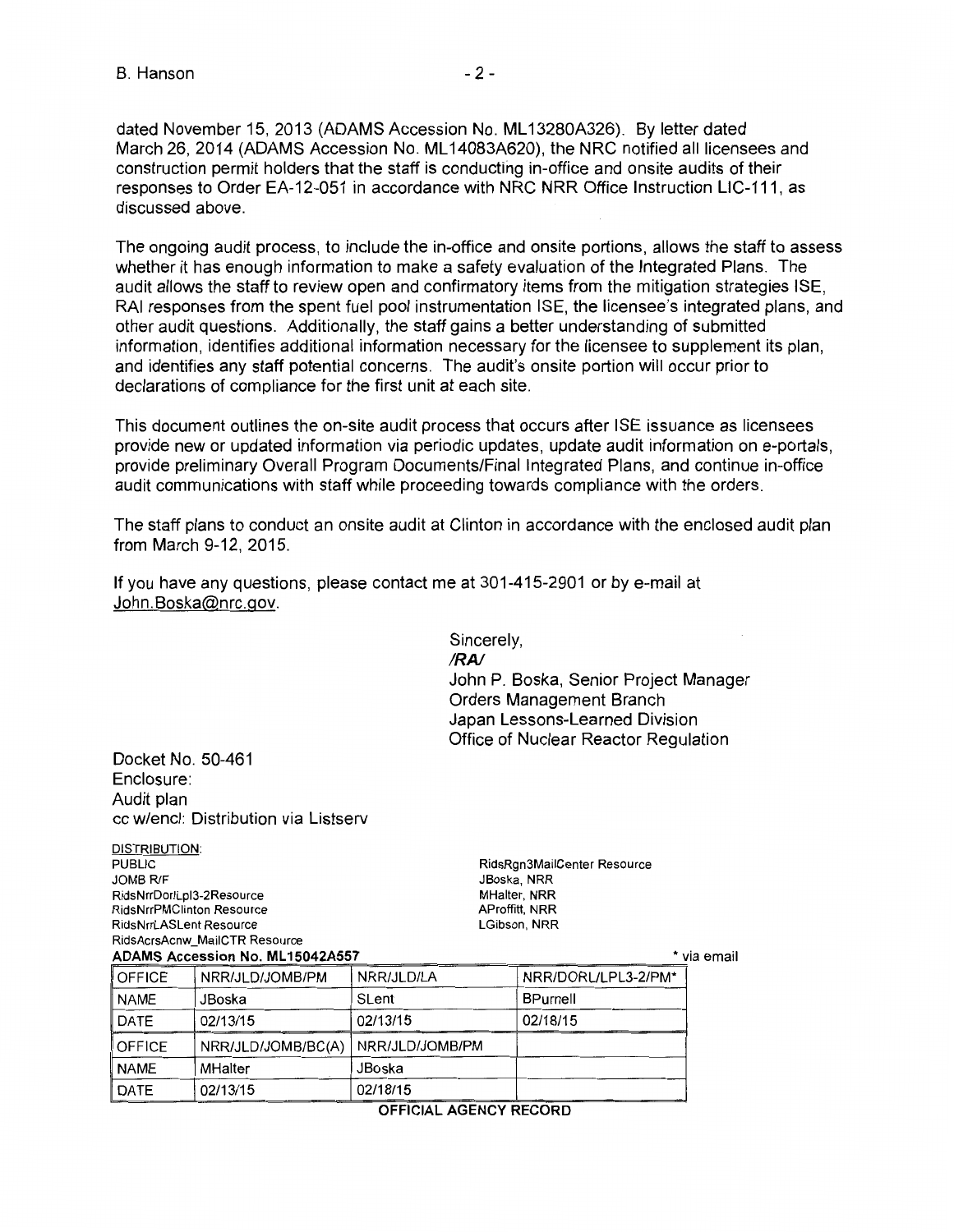dated November 15, 2013 (ADAMS Accession No. ML13280A326). By letter dated March 26, 2014 (ADAMS Accession No. ML14083A620), the NRC notified all licensees and construction permit holders that the staff is conducting in-office and onsite audits of their responses to Order EA-12-051 in accordance with NRC NRR Office Instruction LIC-111, as discussed above.

The ongoing audit process, to include the in-office and onsite portions, allows the staff to assess whether it has enough information to make a safety evaluation of the Integrated Plans. The audit allows the staff to review open and confirmatory items from the mitigation strategies ISE, RAI responses from the spent fuel pool instrumentation ISE, the licensee's integrated plans, and other audit questions. Additionally, the staff gains a better understanding of submitted information, identifies additional information necessary for the licensee to supplement its plan, and identifies any staff potential concerns. The audit's onsite portion will occur prior to declarations of compliance for the first unit at each site.

This document outlines the on-site audit process that occurs after ISE issuance as licensees provide new or updated information via periodic updates, update audit information on e-portals, provide preliminary Overall Program Documents/Final Integrated Plans, and continue in-office audit communications with staff while proceeding towards compliance with the orders.

The staff plans to conduct an onsite audit at Clinton in accordance with the enclosed audit plan from March 9-12, 2015.

If you have any questions, please contact me at 301-415-2901 or by e-mail at John.Boska@nrc.gov.

Sincerely,
/RA/
John P. Boska, Senior Project Manager
Orders Management Branch
Japan Lessons-Learned Division
Office of Nuclear Reactor Regulation

Docket No. 50-461
Enclosure:
Audit plan
cc w/encl: Distribution via Listserv

DISTRIBUTION:
PUBLIC
JOMB R/F
RidsNrrDorlLpl3-2Resource
RidsNrrPMClinton Resource
RidsNrrLASLent Resource
RidsAcrsAcnw_MailCTR Resource
RidsRgn3MailCenter Resource
JBoska, NRR
MHalter, NRR
AProffitt, NRR
LGibson, NRR

**ADAMS Accession No. ML15042A557** * via email

| OFFICE | NRR/JLD/JOMB/PM | NRR/JLD/LA | NRR/DORL/LPL3-2/PM* |
|---|---|---|---|
| NAME | JBoska | SLent | BPurnell |
| DATE | 02/13/15 | 02/13/15 | 02/18/15 |
| OFFICE | NRR/JLD/JOMB/BC(A) | NRR/JLD/JOMB/PM | |
| NAME | MHalter | JBoska | |
| DATE | 02/13/15 | 02/18/15 | |

**OFFICIAL AGENCY RECORD**